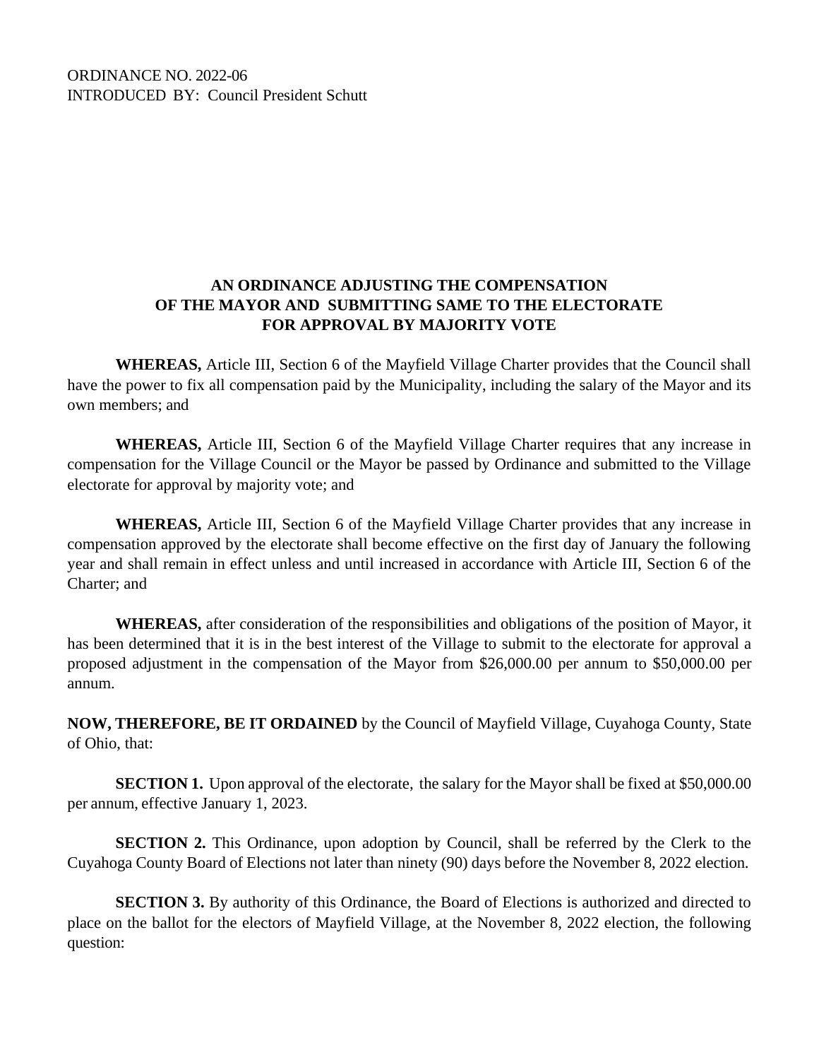ORDINANCE NO. 2022-06
INTRODUCED BY: Council President Schutt

**AN ORDINANCE ADJUSTING THE COMPENSATION OF THE MAYOR AND SUBMITTING SAME TO THE ELECTORATE FOR APPROVAL BY MAJORITY VOTE**

**WHEREAS,** Article III, Section 6 of the Mayfield Village Charter provides that the Council shall have the power to fix all compensation paid by the Municipality, including the salary of the Mayor and its own members; and

**WHEREAS,** Article III, Section 6 of the Mayfield Village Charter requires that any increase in compensation for the Village Council or the Mayor be passed by Ordinance and submitted to the Village electorate for approval by majority vote; and

**WHEREAS,** Article III, Section 6 of the Mayfield Village Charter provides that any increase in compensation approved by the electorate shall become effective on the first day of January the following year and shall remain in effect unless and until increased in accordance with Article III, Section 6 of the Charter; and

**WHEREAS,** after consideration of the responsibilities and obligations of the position of Mayor, it has been determined that it is in the best interest of the Village to submit to the electorate for approval a proposed adjustment in the compensation of the Mayor from $26,000.00 per annum to $50,000.00 per annum.

**NOW, THEREFORE, BE IT ORDAINED** by the Council of Mayfield Village, Cuyahoga County, State of Ohio, that:

**SECTION 1.** Upon approval of the electorate, the salary for the Mayor shall be fixed at $50,000.00 per annum, effective January 1, 2023.

**SECTION 2.** This Ordinance, upon adoption by Council, shall be referred by the Clerk to the Cuyahoga County Board of Elections not later than ninety (90) days before the November 8, 2022 election.

**SECTION 3.** By authority of this Ordinance, the Board of Elections is authorized and directed to place on the ballot for the electors of Mayfield Village, at the November 8, 2022 election, the following question: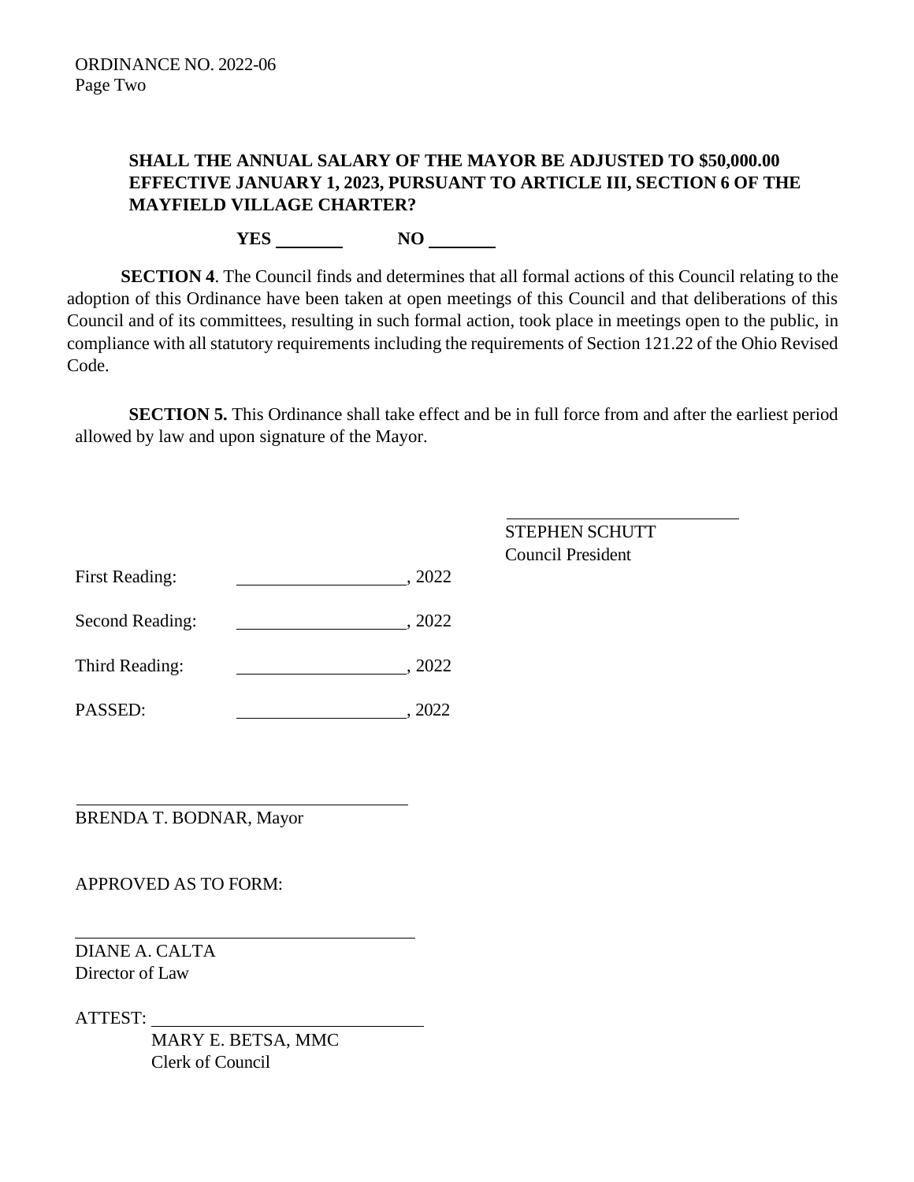**SHALL THE ANNUAL SALARY OF THE MAYOR BE ADJUSTED TO $50,000.00 EFFECTIVE JANUARY 1, 2023, PURSUANT TO ARTICLE III, SECTION 6 OF THE MAYFIELD VILLAGE CHARTER?**

**YES** ________ **NO** ________

**SECTION 4**. The Council finds and determines that all formal actions of this Council relating to the adoption of this Ordinance have been taken at open meetings of this Council and that deliberations of this Council and of its committees, resulting in such formal action, took place in meetings open to the public, in compliance with all statutory requirements including the requirements of Section 121.22 of the Ohio Revised Code.

**SECTION 5.** This Ordinance shall take effect and be in full force from and after the earliest period allowed by law and upon signature of the Mayor.

______________________
STEPHEN SCHUTT
Council President

First Reading: ________________, 2022

Second Reading: ________________, 2022

Third Reading: ________________, 2022

PASSED: ________________, 2022

______________________
BRENDA T. BODNAR, Mayor

APPROVED AS TO FORM:

______________________
DIANE A. CALTA
Director of Law

ATTEST: ______________________
MARY E. BETSA, MMC
Clerk of Council